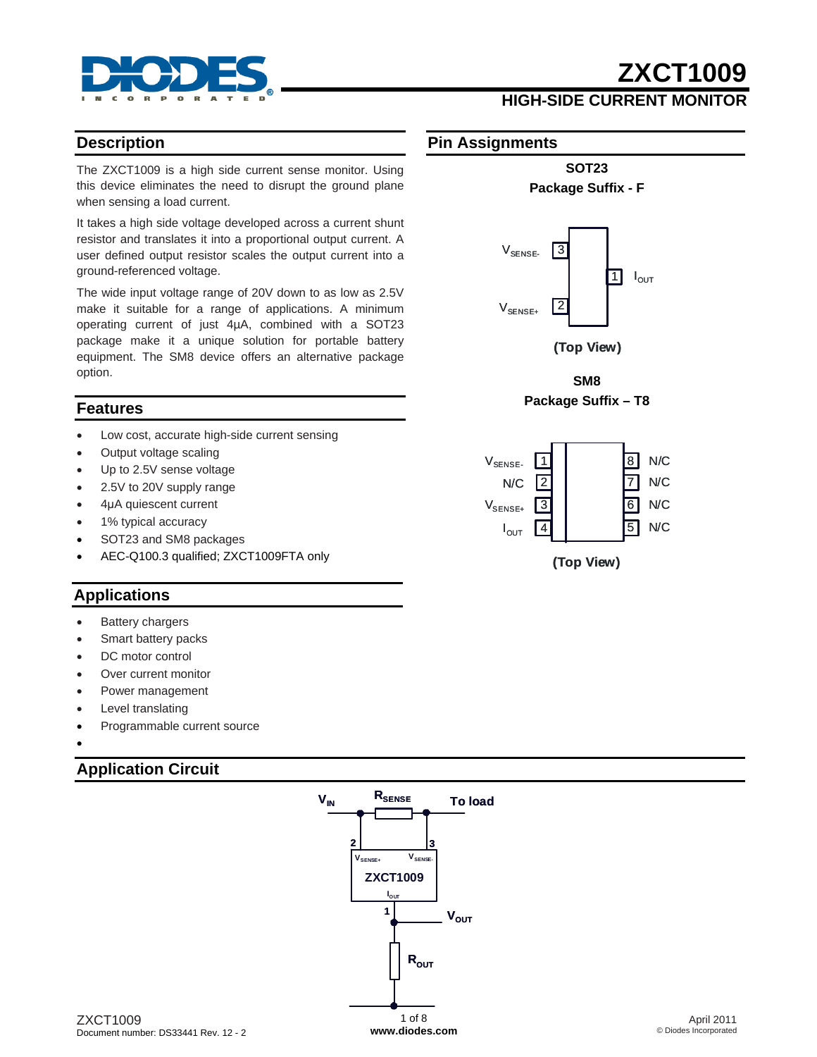# ZXCT1009

## HIGH-SIDE CURRENT MONITOR

## Description

The ZXCT1009 is a high side current sense monitor. Using this device eliminates the need to disrupt the ground plane when sensing a load current.

It takes a high side voltage developed across a current shunt resistor and translates it into a proportional output current. A user defined output resistor scales the output current into a ground-referenced voltage.

The wide input voltage range of 20V down to as low as 2.5V make it suitable for a range of applications. A minimum operating current of just 4μA, combined with a SOT23 package make it a unique solution for portable battery equipment. The SM8 device offers an alternative package option.

## Features

- Low cost, accurate high-side current sensing
- Output voltage scaling
- Up to 2.5V sense voltage
- 2.5V to 20V supply range
- 4μA quiescent current
- 1% typical accuracy
- SOT23 and SM8 packages
- AEC-Q100.3 qualified; ZXCT1009FTA only

## Pin Assignments

**SOT23**
**Package Suffix - F**

| Pin | Function |
| --- | --- |
| 1 | $I_{OUT}$ |
| 2 | $V_{SENSE+}$ |
| 3 | $V_{SENSE-}$ |

**(Top View)**

**SM8**
**Package Suffix – T8**

| Pin | Function | Pin | Function |
| --- | --- | --- | --- |
| 1 | $V_{SENSE-}$ | 8 | N/C |
| 2 | N/C | 7 | N/C |
| 3 | $V_{SENSE+}$ | 6 | N/C |
| 4 | $I_{OUT}$ | 5 | N/C |

**(Top View)**

## Applications

- Battery chargers
- Smart battery packs
- DC motor control
- Over current monitor
- Power management
- Level translating
- Programmable current source

## Application Circuit

$V_{IN}$ — $R_{SENSE}$ — To load; ZXCT1009 pins: 2 ($V_{SENSE+}$), 3 ($V_{SENSE-}$), 1 ($I_{OUT}$) to $V_{OUT}$ and $R_{OUT}$ to ground.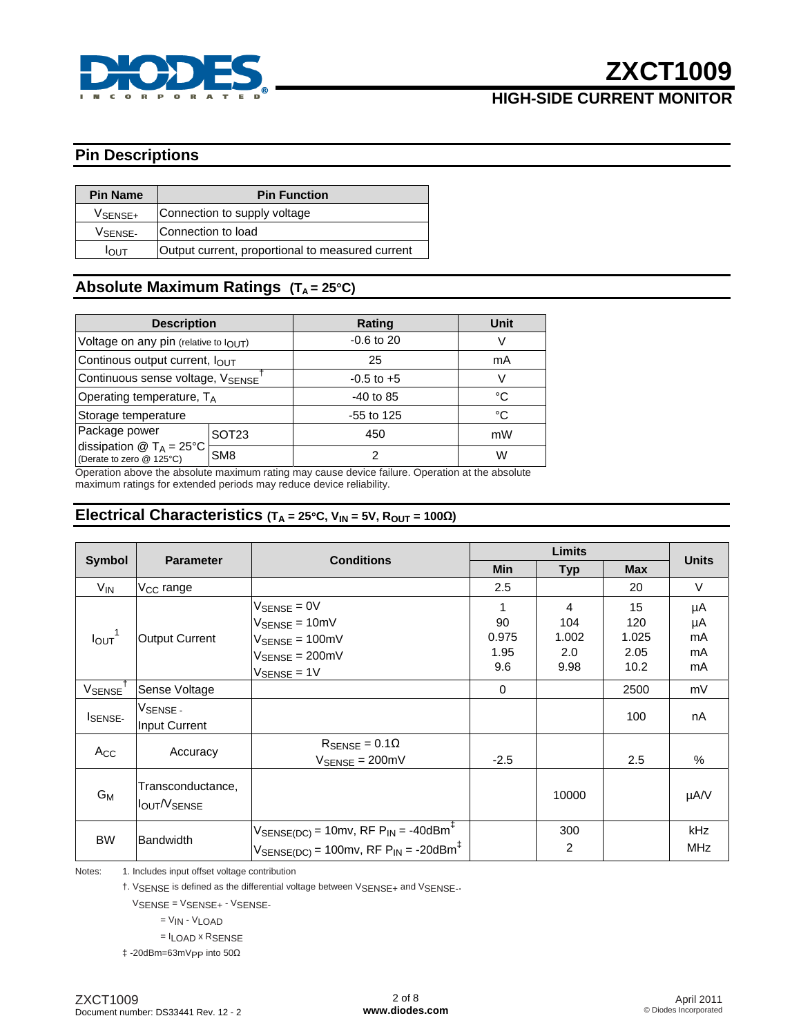## Pin Descriptions

| Pin Name | Pin Function |
|---|---|
| $V_{SENSE+}$ | Connection to supply voltage |
| $V_{SENSE-}$ | Connection to load |
| $I_{OUT}$ | Output current, proportional to measured current |

## Absolute Maximum Ratings ($T_A = 25°C$)

| Description | | Rating | Unit |
|---|---|---|---|
| Voltage on any pin (relative to $I_{OUT}$) | | -0.6 to 20 | V |
| Continous output current, $I_{OUT}$ | | 25 | mA |
| Continuous sense voltage, $V_{SENSE}$ † | | -0.5 to +5 | V |
| Operating temperature, $T_A$ | | -40 to 85 | °C |
| Storage temperature | | -55 to 125 | °C |
| Package power dissipation @ $T_A = 25°C$ (Derate to zero @ 125°C) | SOT23 | 450 | mW |
| | SM8 | 2 | W |

Operation above the absolute maximum rating may cause device failure. Operation at the absolute maximum ratings for extended periods may reduce device reliability.

## Electrical Characteristics ($T_A = 25°C$, $V_{IN} = 5V$, $R_{OUT} = 100\Omega$)

| Symbol | Parameter | Conditions | Limits | | | Units |
|---|---|---|---|---|---|---|
| | | | Min | Typ | Max | |
| $V_{IN}$ | $V_{CC}$ range | | 2.5 | | 20 | V |
| $I_{OUT}$ [1] | Output Current | $V_{SENSE} = 0V$<br>$V_{SENSE} = 10mV$<br>$V_{SENSE} = 100mV$<br>$V_{SENSE} = 200mV$<br>$V_{SENSE} = 1V$ | 1<br>90<br>0.975<br>1.95<br>9.6 | 4<br>104<br>1.002<br>2.0<br>9.98 | 15<br>120<br>1.025<br>2.05<br>10.2 | µA<br>µA<br>mA<br>mA<br>mA |
| $V_{SENSE}$ † | Sense Voltage | | 0 | | 2500 | mV |
| $I_{SENSE-}$ | $V_{SENSE-}$ Input Current | | | | 100 | nA |
| $A_{CC}$ | Accuracy | $R_{SENSE} = 0.1\Omega$<br>$V_{SENSE} = 200mV$ | -2.5 | | 2.5 | % |
| $G_M$ | Transconductance, $I_{OUT}/V_{SENSE}$ | | | 10000 | | µA/V |
| BW | Bandwidth | $V_{SENSE(DC)} = 10mv$, RF $P_{IN} = -40dBm$ ‡<br>$V_{SENSE(DC)} = 100mv$, RF $P_{IN} = -20dBm$ ‡ | | 300<br>2 | | kHz<br>MHz |

Notes: 1. Includes input offset voltage contribution

†. $V_{SENSE}$ is defined as the differential voltage between $V_{SENSE+}$ and $V_{SENSE-}$.

$V_{SENSE} = V_{SENSE+} - V_{SENSE-}$

$= V_{IN} - V_{LOAD}$

$= I_{LOAD} \times R_{SENSE}$

‡ -20dBm=63mVpp into 50Ω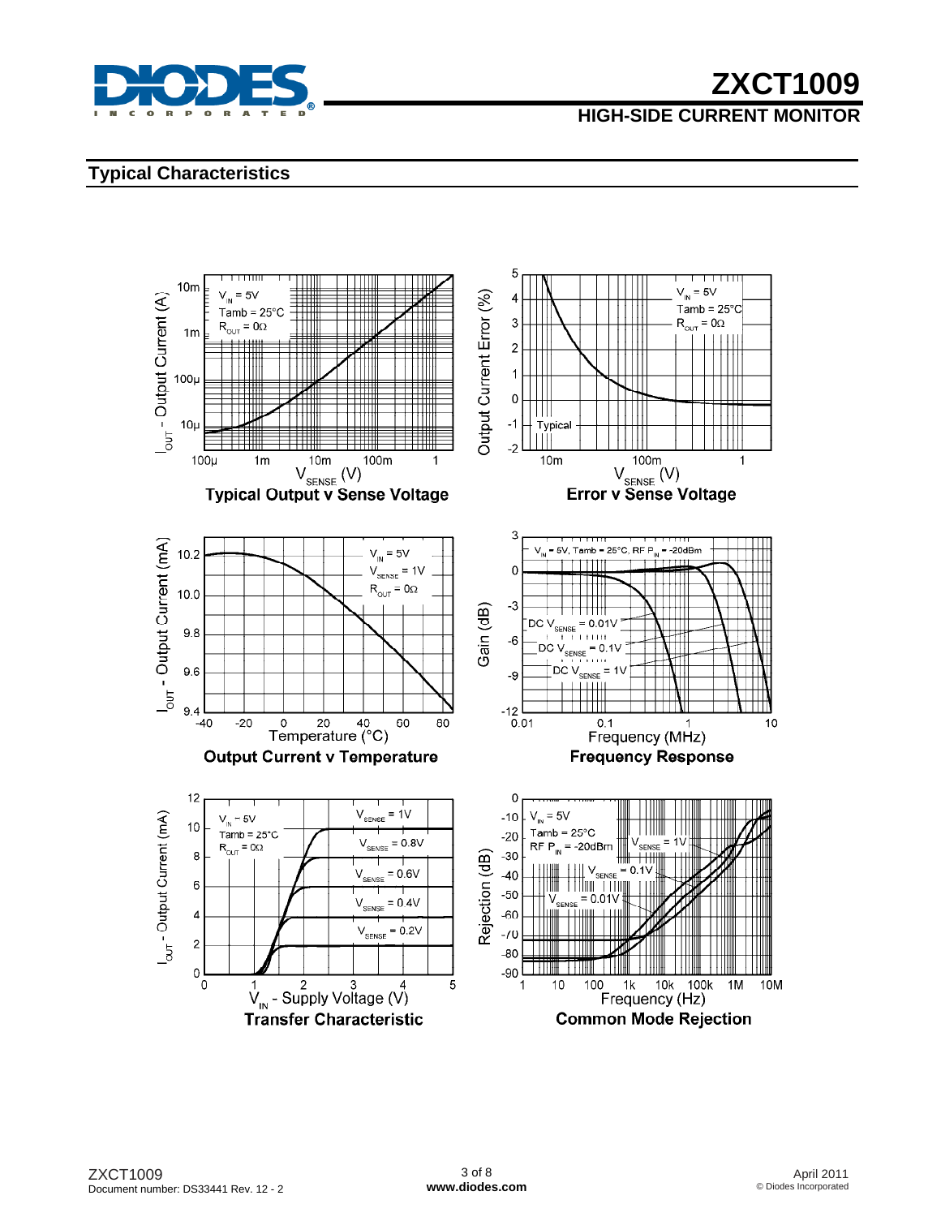## Typical Characteristics

**Typical Output v Sense Voltage**

**Error v Sense Voltage**

**Output Current v Temperature**

**Frequency Response**

**Transfer Characteristic**

**Common Mode Rejection**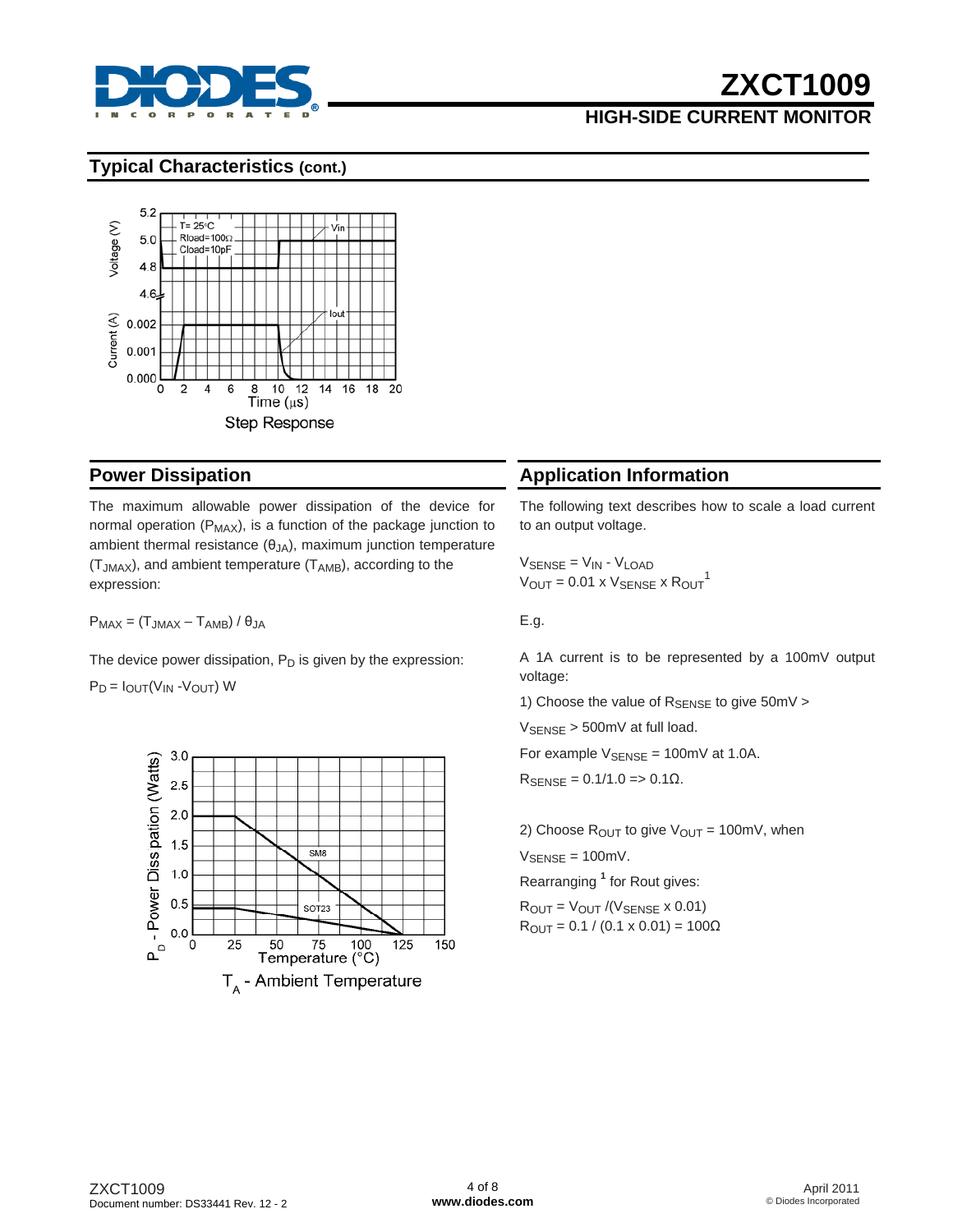## Typical Characteristics (cont.)

Step Response

## Power Dissipation

The maximum allowable power dissipation of the device for normal operation ($P_{MAX}$), is a function of the package junction to ambient thermal resistance ($\theta_{JA}$), maximum junction temperature ($T_{JMAX}$), and ambient temperature ($T_{AMB}$), according to the expression:

$P_{MAX} = (T_{JMAX} - T_{AMB}) / \theta_{JA}$

The device power dissipation, $P_D$ is given by the expression:

$P_D = I_{OUT}(V_{IN} - V_{OUT})$ W

$T_A$ - Ambient Temperature

## Application Information

The following text describes how to scale a load current to an output voltage.

$V_{SENSE} = V_{IN} - V_{LOAD}$
$V_{OUT} = 0.01 \times V_{SENSE} \times R_{OUT}$[1]

E.g.

A 1A current is to be represented by a 100mV output voltage:

1) Choose the value of $R_{SENSE}$ to give 50mV > $V_{SENSE}$ > 500mV at full load.

For example $V_{SENSE}$ = 100mV at 1.0A.

$R_{SENSE} = 0.1/1.0 \Rightarrow 0.1\Omega$.

2) Choose $R_{OUT}$ to give $V_{OUT}$ = 100mV, when $V_{SENSE}$ = 100mV.

Rearranging [1] for Rout gives:

$R_{OUT} = V_{OUT} / (V_{SENSE} \times 0.01)$
$R_{OUT} = 0.1 / (0.1 \times 0.01) = 100\Omega$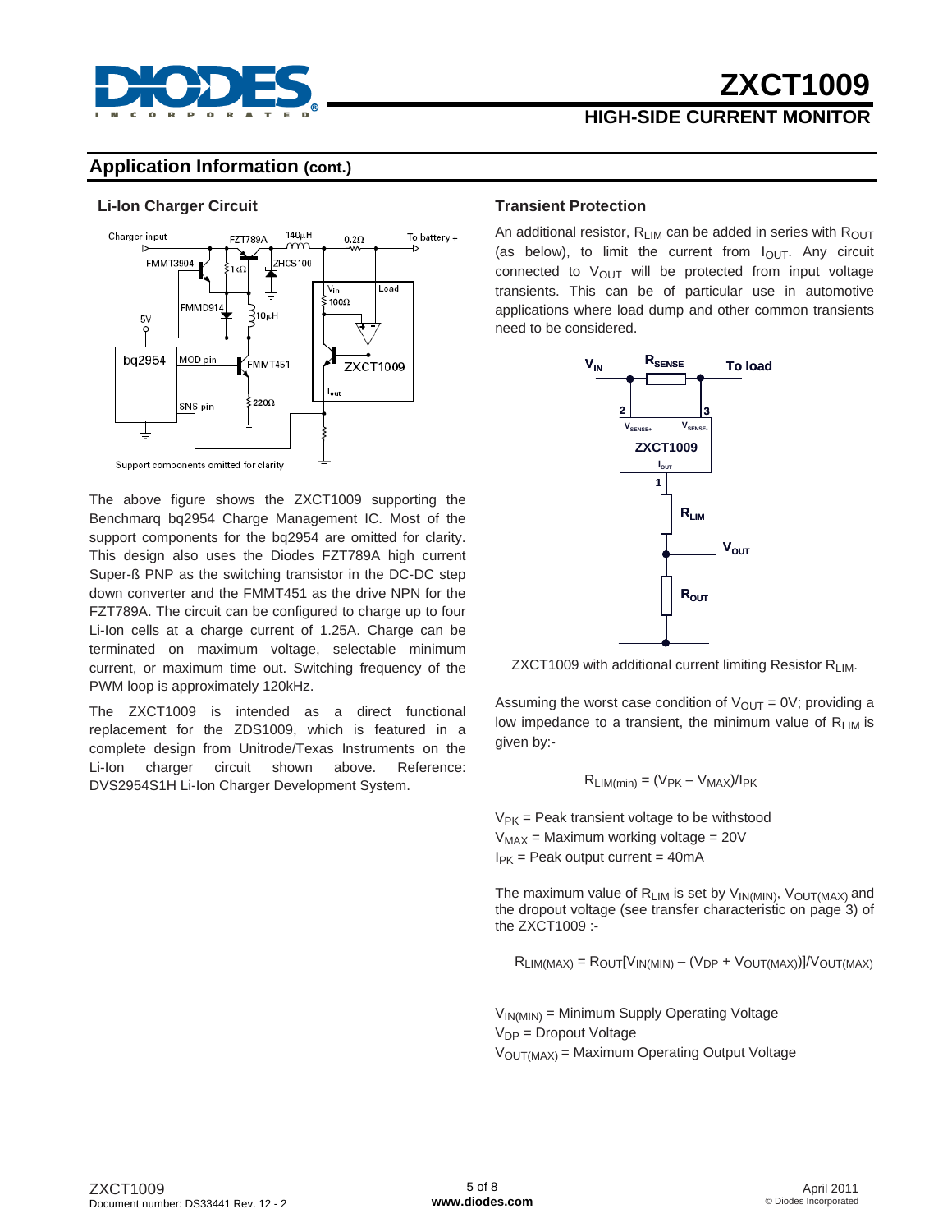## Application Information (cont.)

### Li-Ion Charger Circuit

Support components omitted for clarity

The above figure shows the ZXCT1009 supporting the Benchmarq bq2954 Charge Management IC. Most of the support components for the bq2954 are omitted for clarity. This design also uses the Diodes FZT789A high current Super-ß PNP as the switching transistor in the DC-DC step down converter and the FMMT451 as the drive NPN for the FZT789A. The circuit can be configured to charge up to four Li-Ion cells at a charge current of 1.25A. Charge can be terminated on maximum voltage, selectable minimum current, or maximum time out. Switching frequency of the PWM loop is approximately 120kHz.

The ZXCT1009 is intended as a direct functional replacement for the ZDS1009, which is featured in a complete design from Unitrode/Texas Instruments on the Li-Ion charger circuit shown above. Reference: DVS2954S1H Li-Ion Charger Development System.

### Transient Protection

An additional resistor, $R_{LIM}$ can be added in series with $R_{OUT}$ (as below), to limit the current from $I_{OUT}$. Any circuit connected to $V_{OUT}$ will be protected from input voltage transients. This can be of particular use in automotive applications where load dump and other common transients need to be considered.

ZXCT1009 with additional current limiting Resistor $R_{LIM}$.

Assuming the worst case condition of $V_{OUT}$ = 0V; providing a low impedance to a transient, the minimum value of $R_{LIM}$ is given by:-

$$R_{LIM(min)} = (V_{PK} - V_{MAX})/I_{PK}$$

$V_{PK}$ = Peak transient voltage to be withstood
$V_{MAX}$ = Maximum working voltage = 20V
$I_{PK}$ = Peak output current = 40mA

The maximum value of $R_{LIM}$ is set by $V_{IN(MIN)}$, $V_{OUT(MAX)}$ and the dropout voltage (see transfer characteristic on page 3) of the ZXCT1009 :-

$$R_{LIM(MAX)} = R_{OUT}[V_{IN(MIN)} - (V_{DP} + V_{OUT(MAX)})]/V_{OUT(MAX)}$$

$V_{IN(MIN)}$ = Minimum Supply Operating Voltage
$V_{DP}$ = Dropout Voltage
$V_{OUT(MAX)}$ = Maximum Operating Output Voltage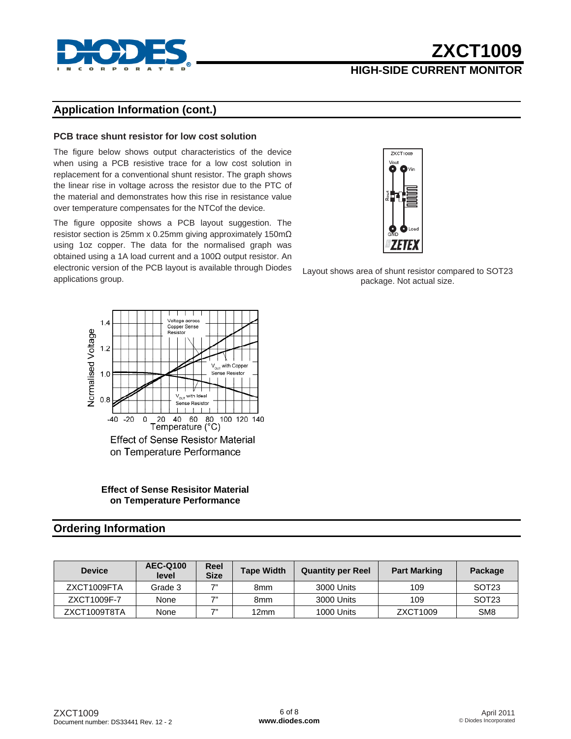## Application Information (cont.)

### PCB trace shunt resistor for low cost solution

The figure below shows output characteristics of the device when using a PCB resistive trace for a low cost solution in replacement for a conventional shunt resistor. The graph shows the linear rise in voltage across the resistor due to the PTC of the material and demonstrates how this rise in resistance value over temperature compensates for the NTCof the device.

The figure opposite shows a PCB layout suggestion. The resistor section is 25mm x 0.25mm giving approximately 150mΩ using 1oz copper. The data for the normalised graph was obtained using a 1A load current and a 100Ω output resistor. An electronic version of the PCB layout is available through Diodes applications group.

Layout shows area of shunt resistor compared to SOT23 package. Not actual size.

**Effect of Sense Resisitor Material on Temperature Performance**

## Ordering Information

| Device | AEC-Q100 level | Reel Size | Tape Width | Quantity per Reel | Part Marking | Package |
|---|---|---|---|---|---|---|
| ZXCT1009FTA | Grade 3 | 7" | 8mm | 3000 Units | 109 | SOT23 |
| ZXCT1009F-7 | None | 7" | 8mm | 3000 Units | 109 | SOT23 |
| ZXCT1009T8TA | None | 7" | 12mm | 1000 Units | ZXCT1009 | SM8 |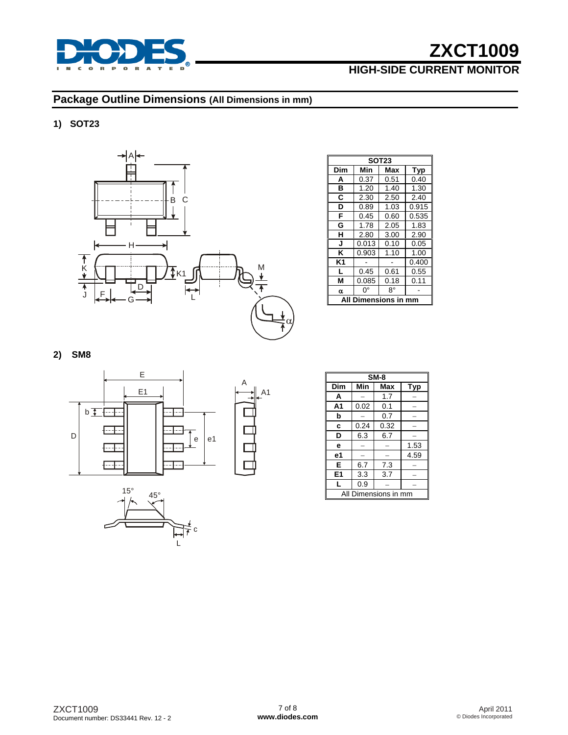## Package Outline Dimensions (All Dimensions in mm)

### 1) SOT23

| SOT23 | | | |
|---|---|---|---|
| **Dim** | **Min** | **Max** | **Typ** |
| **A** | 0.37 | 0.51 | 0.40 |
| **B** | 1.20 | 1.40 | 1.30 |
| **C** | 2.30 | 2.50 | 2.40 |
| **D** | 0.89 | 1.03 | 0.915 |
| **F** | 0.45 | 0.60 | 0.535 |
| **G** | 1.78 | 2.05 | 1.83 |
| **H** | 2.80 | 3.00 | 2.90 |
| **J** | 0.013 | 0.10 | 0.05 |
| **K** | 0.903 | 1.10 | 1.00 |
| **K1** | - | - | 0.400 |
| **L** | 0.45 | 0.61 | 0.55 |
| **M** | 0.085 | 0.18 | 0.11 |
| **α** | 0° | 8° | - |
| **All Dimensions in mm** | | | |

### 2) SM8

| SM-8 | | | |
|---|---|---|---|
| **Dim** | **Min** | **Max** | **Typ** |
| **A** | – | 1.7 | – |
| **A1** | 0.02 | 0.1 | – |
| **b** | – | 0.7 | – |
| **c** | 0.24 | 0.32 | – |
| **D** | 6.3 | 6.7 | – |
| **e** | – | – | 1.53 |
| **e1** | – | – | 4.59 |
| **E** | 6.7 | 7.3 | – |
| **E1** | 3.3 | 3.7 | – |
| **L** | 0.9 | – | – |
| All Dimensions in mm | | | |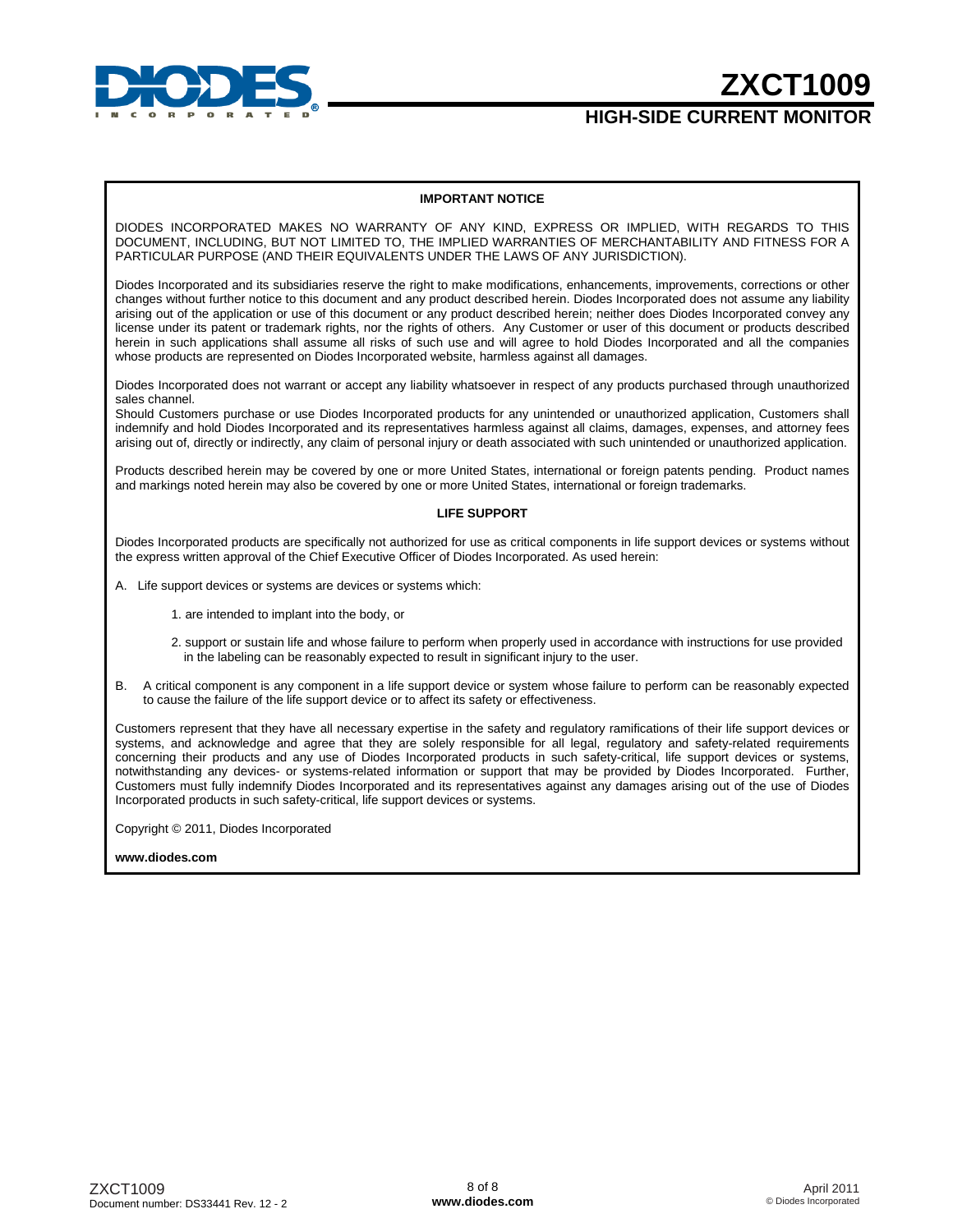## IMPORTANT NOTICE

DIODES INCORPORATED MAKES NO WARRANTY OF ANY KIND, EXPRESS OR IMPLIED, WITH REGARDS TO THIS DOCUMENT, INCLUDING, BUT NOT LIMITED TO, THE IMPLIED WARRANTIES OF MERCHANTABILITY AND FITNESS FOR A PARTICULAR PURPOSE (AND THEIR EQUIVALENTS UNDER THE LAWS OF ANY JURISDICTION).

Diodes Incorporated and its subsidiaries reserve the right to make modifications, enhancements, improvements, corrections or other changes without further notice to this document and any product described herein. Diodes Incorporated does not assume any liability arising out of the application or use of this document or any product described herein; neither does Diodes Incorporated convey any license under its patent or trademark rights, nor the rights of others. Any Customer or user of this document or products described herein in such applications shall assume all risks of such use and will agree to hold Diodes Incorporated and all the companies whose products are represented on Diodes Incorporated website, harmless against all damages.

Diodes Incorporated does not warrant or accept any liability whatsoever in respect of any products purchased through unauthorized sales channel.
Should Customers purchase or use Diodes Incorporated products for any unintended or unauthorized application, Customers shall indemnify and hold Diodes Incorporated and its representatives harmless against all claims, damages, expenses, and attorney fees arising out of, directly or indirectly, any claim of personal injury or death associated with such unintended or unauthorized application.

Products described herein may be covered by one or more United States, international or foreign patents pending. Product names and markings noted herein may also be covered by one or more United States, international or foreign trademarks.

## LIFE SUPPORT

Diodes Incorporated products are specifically not authorized for use as critical components in life support devices or systems without the express written approval of the Chief Executive Officer of Diodes Incorporated. As used herein:

A. Life support devices or systems are devices or systems which:

1. are intended to implant into the body, or

2. support or sustain life and whose failure to perform when properly used in accordance with instructions for use provided in the labeling can be reasonably expected to result in significant injury to the user.

B. A critical component is any component in a life support device or system whose failure to perform can be reasonably expected to cause the failure of the life support device or to affect its safety or effectiveness.

Customers represent that they have all necessary expertise in the safety and regulatory ramifications of their life support devices or systems, and acknowledge and agree that they are solely responsible for all legal, regulatory and safety-related requirements concerning their products and any use of Diodes Incorporated products in such safety-critical, life support devices or systems, notwithstanding any devices- or systems-related information or support that may be provided by Diodes Incorporated. Further, Customers must fully indemnify Diodes Incorporated and its representatives against any damages arising out of the use of Diodes Incorporated products in such safety-critical, life support devices or systems.

Copyright © 2011, Diodes Incorporated

**www.diodes.com**